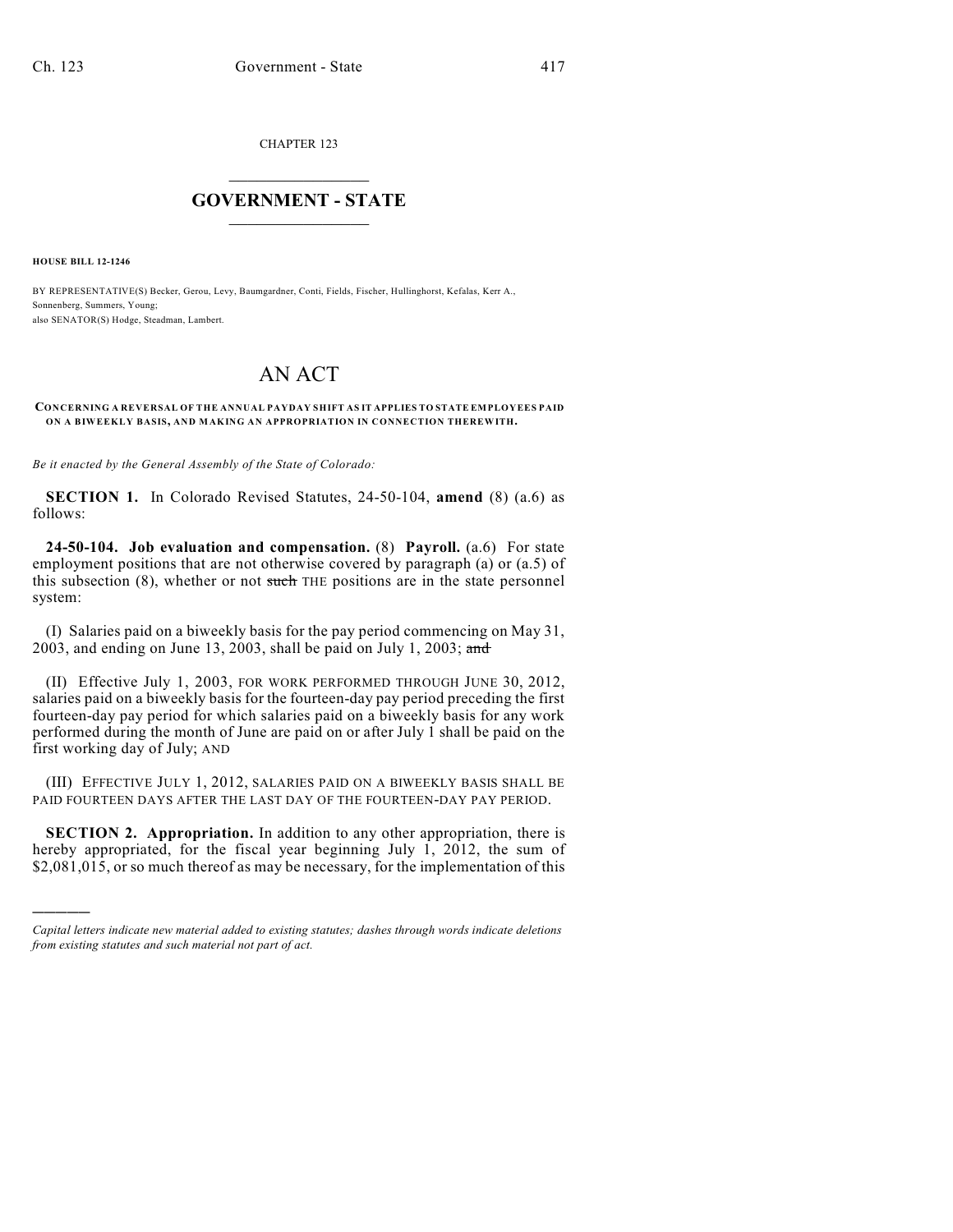CHAPTER 123

# GOVERNMENT - STATE

**HOUSE BILL 12-1246**

BY REPRESENTATIVE(S) Becker, Gerou, Levy, Baumgardner, Conti, Fields, Fischer, Hullinghorst, Kefalas, Kerr A., Sonnenberg, Summers, Young;
also SENATOR(S) Hodge, Steadman, Lambert.

# AN ACT

**CONCERNING A REVERSAL OF THE ANNUAL PAYDAY SHIFT AS IT APPLIES TO STATE EMPLOYEES PAID ON A BIWEEKLY BASIS, AND MAKING AN APPROPRIATION IN CONNECTION THEREWITH.**

*Be it enacted by the General Assembly of the State of Colorado:*

**SECTION 1.** In Colorado Revised Statutes, 24-50-104, **amend** (8) (a.6) as follows:

**24-50-104. Job evaluation and compensation.** (8) **Payroll.** (a.6) For state employment positions that are not otherwise covered by paragraph (a) or (a.5) of this subsection (8), whether or not ~~such~~ THE positions are in the state personnel system:

(I) Salaries paid on a biweekly basis for the pay period commencing on May 31, 2003, and ending on June 13, 2003, shall be paid on July 1, 2003; ~~and~~

(II) Effective July 1, 2003, FOR WORK PERFORMED THROUGH JUNE 30, 2012, salaries paid on a biweekly basis for the fourteen-day pay period preceding the first fourteen-day pay period for which salaries paid on a biweekly basis for any work performed during the month of June are paid on or after July 1 shall be paid on the first working day of July; AND

(III) EFFECTIVE JULY 1, 2012, SALARIES PAID ON A BIWEEKLY BASIS SHALL BE PAID FOURTEEN DAYS AFTER THE LAST DAY OF THE FOURTEEN-DAY PAY PERIOD.

**SECTION 2. Appropriation.** In addition to any other appropriation, there is hereby appropriated, for the fiscal year beginning July 1, 2012, the sum of $2,081,015, or so much thereof as may be necessary, for the implementation of this

---

*Capital letters indicate new material added to existing statutes; dashes through words indicate deletions from existing statutes and such material not part of act.*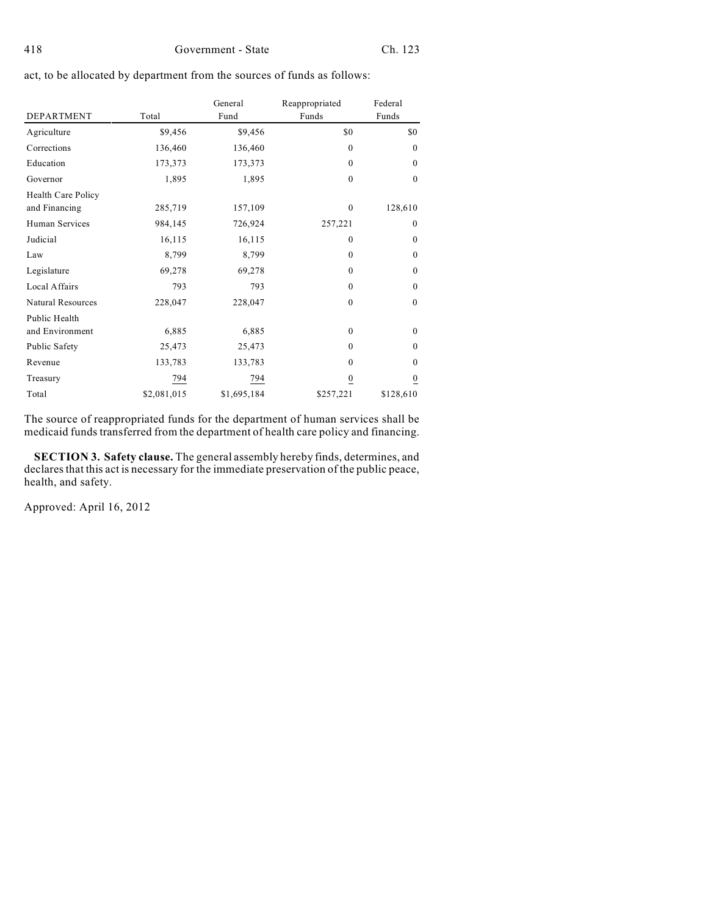act, to be allocated by department from the sources of funds as follows:

| DEPARTMENT | Total | General Fund | Reappropriated Funds | Federal Funds |
|---|---|---|---|---|
| Agriculture | $9,456 | $9,456 | $0 | $0 |
| Corrections | 136,460 | 136,460 | 0 | 0 |
| Education | 173,373 | 173,373 | 0 | 0 |
| Governor | 1,895 | 1,895 | 0 | 0 |
| Health Care Policy and Financing | 285,719 | 157,109 | 0 | 128,610 |
| Human Services | 984,145 | 726,924 | 257,221 | 0 |
| Judicial | 16,115 | 16,115 | 0 | 0 |
| Law | 8,799 | 8,799 | 0 | 0 |
| Legislature | 69,278 | 69,278 | 0 | 0 |
| Local Affairs | 793 | 793 | 0 | 0 |
| Natural Resources | 228,047 | 228,047 | 0 | 0 |
| Public Health and Environment | 6,885 | 6,885 | 0 | 0 |
| Public Safety | 25,473 | 25,473 | 0 | 0 |
| Revenue | 133,783 | 133,783 | 0 | 0 |
| Treasury | 794 | 794 | 0 | 0 |
| Total | $2,081,015 | $1,695,184 | $257,221 | $128,610 |

The source of reappropriated funds for the department of human services shall be medicaid funds transferred from the department of health care policy and financing.

**SECTION 3. Safety clause.** The general assembly hereby finds, determines, and declares that this act is necessary for the immediate preservation of the public peace, health, and safety.

Approved: April 16, 2012